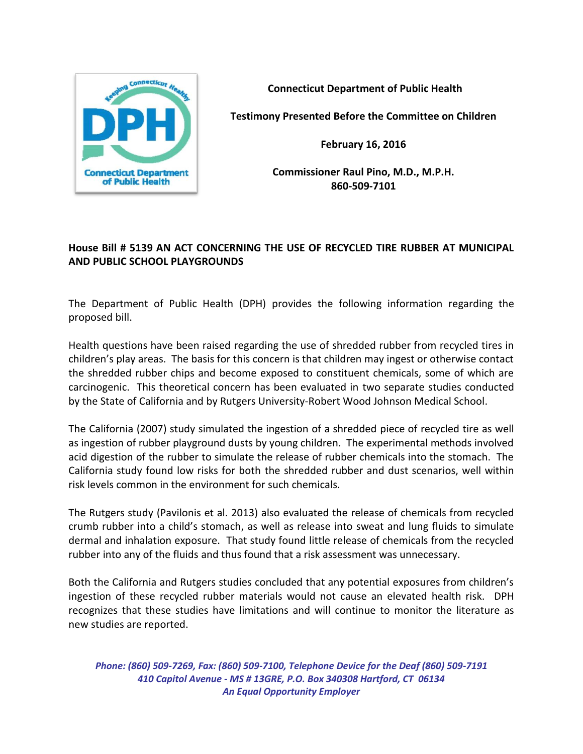**Connecticut Department of Public Health**

**Testimony Presented Before the Committee on Children**

**February 16, 2016**

**Commissioner Raul Pino, M.D., M.P.H.**
**860-509-7101**

**House Bill # 5139 AN ACT CONCERNING THE USE OF RECYCLED TIRE RUBBER AT MUNICIPAL AND PUBLIC SCHOOL PLAYGROUNDS**

The Department of Public Health (DPH) provides the following information regarding the proposed bill.

Health questions have been raised regarding the use of shredded rubber from recycled tires in children's play areas. The basis for this concern is that children may ingest or otherwise contact the shredded rubber chips and become exposed to constituent chemicals, some of which are carcinogenic. This theoretical concern has been evaluated in two separate studies conducted by the State of California and by Rutgers University-Robert Wood Johnson Medical School.

The California (2007) study simulated the ingestion of a shredded piece of recycled tire as well as ingestion of rubber playground dusts by young children. The experimental methods involved acid digestion of the rubber to simulate the release of rubber chemicals into the stomach. The California study found low risks for both the shredded rubber and dust scenarios, well within risk levels common in the environment for such chemicals.

The Rutgers study (Pavilonis et al. 2013) also evaluated the release of chemicals from recycled crumb rubber into a child's stomach, as well as release into sweat and lung fluids to simulate dermal and inhalation exposure. That study found little release of chemicals from the recycled rubber into any of the fluids and thus found that a risk assessment was unnecessary.

Both the California and Rutgers studies concluded that any potential exposures from children's ingestion of these recycled rubber materials would not cause an elevated health risk. DPH recognizes that these studies have limitations and will continue to monitor the literature as new studies are reported.

*Phone: (860) 509-7269, Fax: (860) 509-7100, Telephone Device for the Deaf (860) 509-7191*
*410 Capitol Avenue - MS # 13GRE, P.O. Box 340308 Hartford, CT 06134*
*An Equal Opportunity Employer*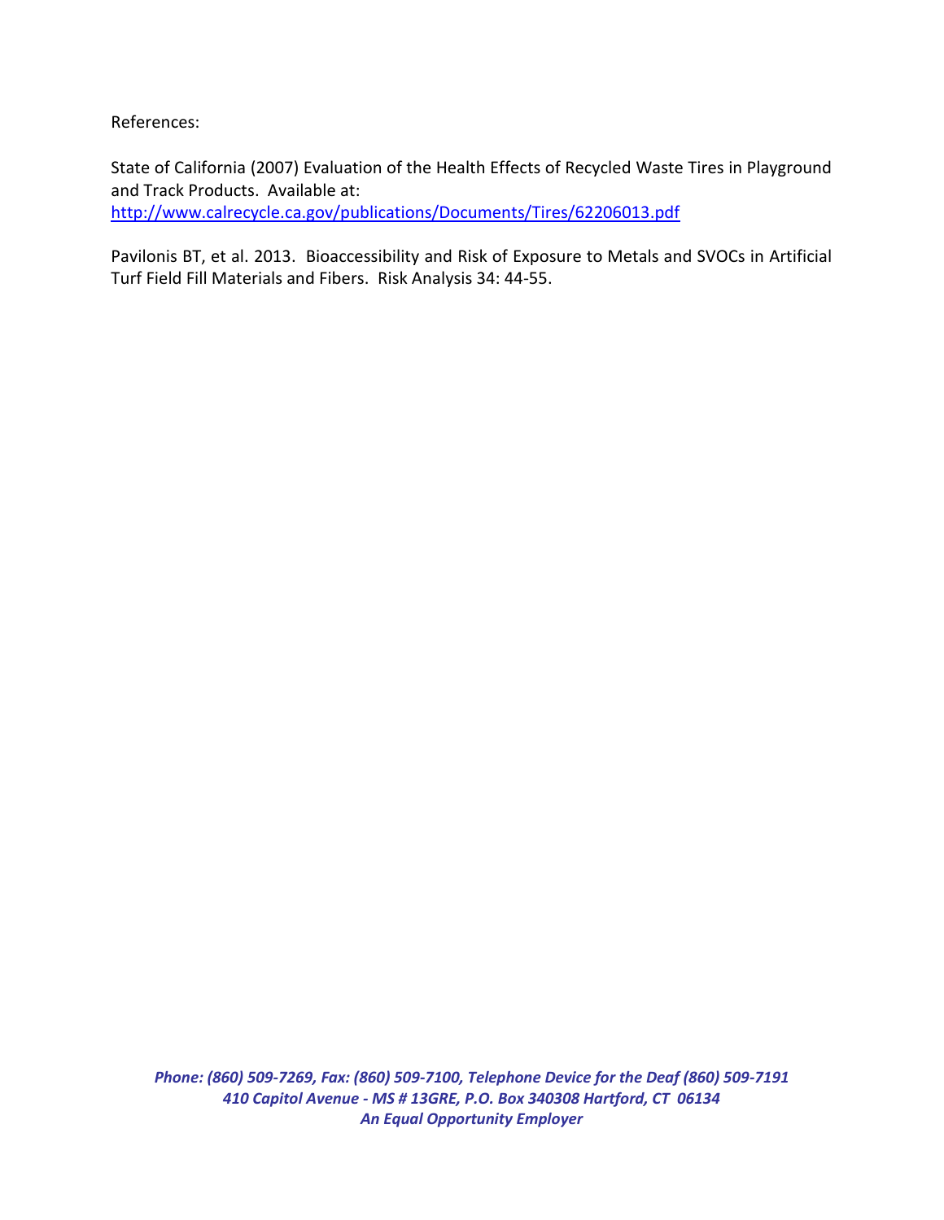References:

State of California (2007) Evaluation of the Health Effects of Recycled Waste Tires in Playground and Track Products. Available at: [http://www.calrecycle.ca.gov/publications/Documents/Tires/62206013.pdf](http://www.calrecycle.ca.gov/publications/Documents/Tires/62206013.pdf)

Pavilonis BT, et al. 2013. Bioaccessibility and Risk of Exposure to Metals and SVOCs in Artificial Turf Field Fill Materials and Fibers. Risk Analysis 34: 44-55.